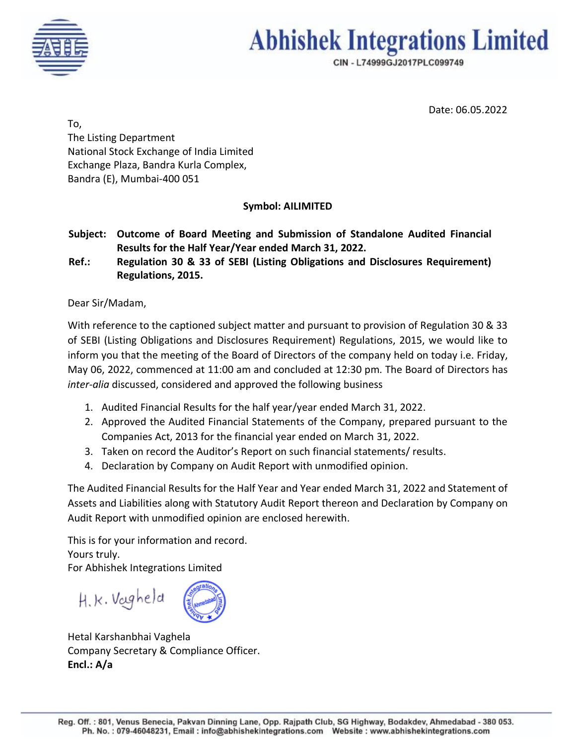# Abhishek Integrations Limited

CIN - L74999GJ2017PLC099749

Date: 06.05.2022

To,
The Listing Department
National Stock Exchange of India Limited
Exchange Plaza, Bandra Kurla Complex,
Bandra (E), Mumbai-400 051

**Symbol: AILIMITED**

**Subject: Outcome of Board Meeting and Submission of Standalone Audited Financial Results for the Half Year/Year ended March 31, 2022.**

**Ref.: Regulation 30 & 33 of SEBI (Listing Obligations and Disclosures Requirement) Regulations, 2015.**

Dear Sir/Madam,

With reference to the captioned subject matter and pursuant to provision of Regulation 30 & 33 of SEBI (Listing Obligations and Disclosures Requirement) Regulations, 2015, we would like to inform you that the meeting of the Board of Directors of the company held on today i.e. Friday, May 06, 2022, commenced at 11:00 am and concluded at 12:30 pm. The Board of Directors has *inter-alia* discussed, considered and approved the following business

1. Audited Financial Results for the half year/year ended March 31, 2022.
2. Approved the Audited Financial Statements of the Company, prepared pursuant to the Companies Act, 2013 for the financial year ended on March 31, 2022.
3. Taken on record the Auditor's Report on such financial statements/ results.
4. Declaration by Company on Audit Report with unmodified opinion.

The Audited Financial Results for the Half Year and Year ended March 31, 2022 and Statement of Assets and Liabilities along with Statutory Audit Report thereon and Declaration by Company on Audit Report with unmodified opinion are enclosed herewith.

This is for your information and record.
Yours truly.
For Abhishek Integrations Limited

H.K. Vaghela

Hetal Karshanbhai Vaghela
Company Secretary & Compliance Officer.
**Encl.: A/a**

Reg. Off. : 801, Venus Benecia, Pakvan Dinning Lane, Opp. Rajpath Club, SG Highway, Bodakdev, Ahmedabad - 380 053.
Ph. No. : 079-46048231, Email : info@abhishekintegrations.com Website : www.abhishekintegrations.com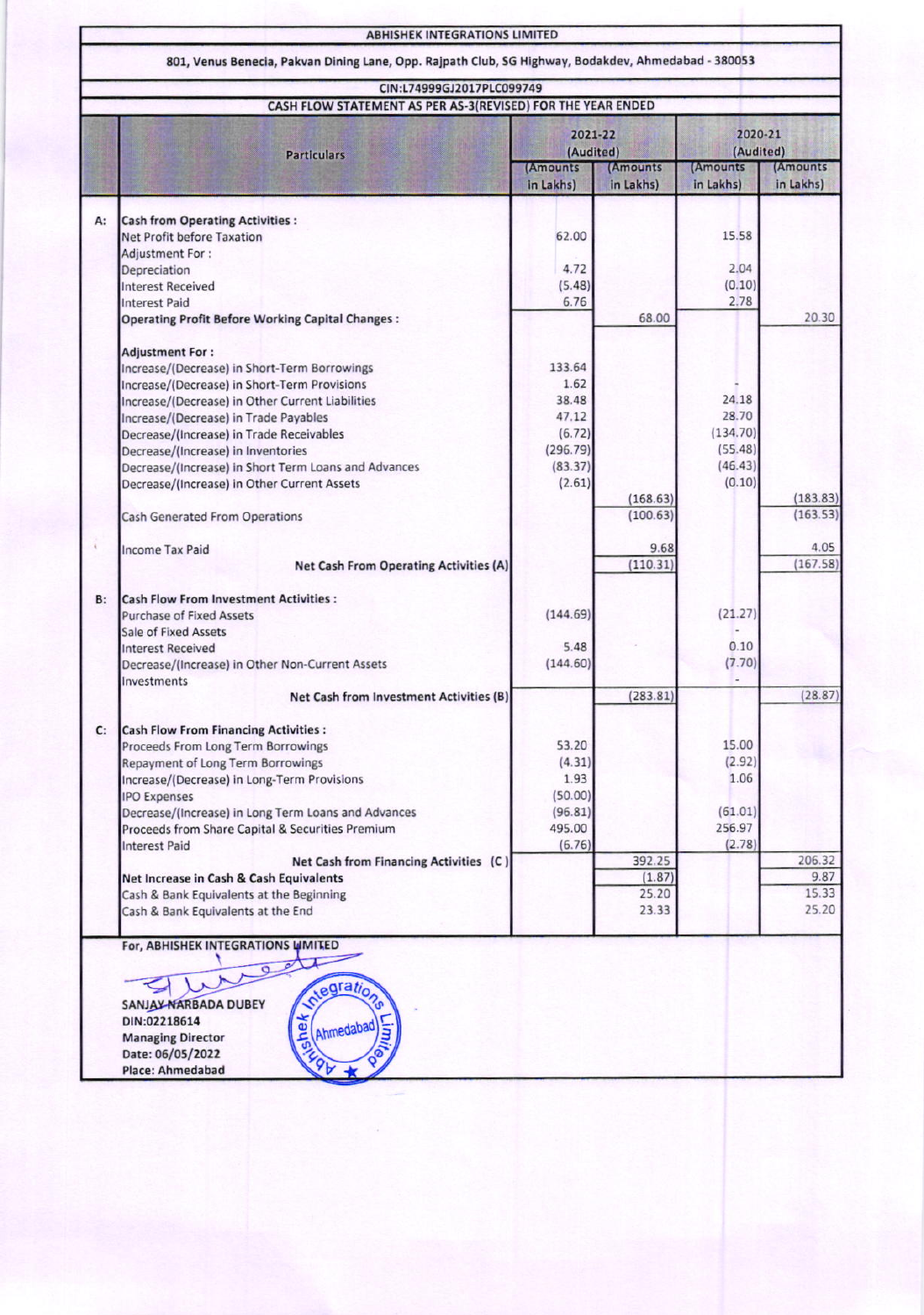ABHISHEK INTEGRATIONS LIMITED

801, Venus Benecia, Pakvan Dining Lane, Opp. Rajpath Club, SG Highway, Bodakdev, Ahmedabad - 380053

CIN:L74999GJ2017PLC099749

## CASH FLOW STATEMENT AS PER AS-3(REVISED) FOR THE YEAR ENDED

| | Particulars | 2021-22 (Audited) | | 2020-21 (Audited) | |
|---|---|---|---|---|---|
| | | (Amounts in Lakhs) | (Amounts in Lakhs) | (Amounts in Lakhs) | (Amounts in Lakhs) |
| A: | **Cash from Operating Activities :** | | | | |
| | Net Profit before Taxation | 62.00 | | 15.58 | |
| | Adjustment For : | | | | |
| | Depreciation | 4.72 | | 2.04 | |
| | Interest Received | (5.48) | | (0.10) | |
| | Interest Paid | 6.76 | | 2.78 | |
| | **Operating Profit Before Working Capital Changes :** | | 68.00 | | 20.30 |
| | **Adjustment For :** | | | | |
| | Increase/(Decrease) in Short-Term Borrowings | 133.64 | | | |
| | Increase/(Decrease) in Short-Term Provisions | 1.62 | | - | |
| | Increase/(Decrease) in Other Current Liabilities | 38.48 | | 24.18 | |
| | Increase/(Decrease) in Trade Payables | 47.12 | | 28.70 | |
| | Decrease/(Increase) in Trade Receivables | (6.72) | | (134.70) | |
| | Decrease/(Increase) in Inventories | (296.79) | | (55.48) | |
| | Decrease/(Increase) in Short Term Loans and Advances | (83.37) | | (46.43) | |
| | Decrease/(Increase) in Other Current Assets | (2.61) | | (0.10) | |
| | | | (168.63) | | (183.83) |
| | Cash Generated From Operations | | (100.63) | | (163.53) |
| | Income Tax Paid | | 9.68 | | 4.05 |
| | **Net Cash From Operating Activities (A)** | | (110.31) | | (167.58) |
| B: | **Cash Flow From Investment Activities :** | | | | |
| | Purchase of Fixed Assets | (144.69) | | (21.27) | |
| | Sale of Fixed Assets | | | - | |
| | Interest Received | 5.48 | | 0.10 | |
| | Decrease/(Increase) in Other Non-Current Assets | (144.60) | | (7.70) | |
| | Investments | | | - | |
| | **Net Cash from Investment Activities (B)** | | (283.81) | | (28.87) |
| C: | **Cash Flow From Financing Activities :** | | | | |
| | Proceeds From Long Term Borrowings | 53.20 | | 15.00 | |
| | Repayment of Long Term Borrowings | (4.31) | | (2.92) | |
| | Increase/(Decrease) in Long-Term Provisions | 1.93 | | 1.06 | |
| | IPO Expenses | (50.00) | | | |
| | Decrease/(Increase) in Long Term Loans and Advances | (96.81) | | (61.01) | |
| | Proceeds from Share Capital & Securities Premium | 495.00 | | 256.97 | |
| | Interest Paid | (6.76) | | (2.78) | |
| | **Net Cash from Financing Activities (C)** | | 392.25 | | 206.32 |
| | **Net Increase in Cash & Cash Equivalents** | | (1.87) | | 9.87 |
| | Cash & Bank Equivalents at the Beginning | | 25.20 | | 15.33 |
| | Cash & Bank Equivalents at the End | | 23.33 | | 25.20 |

For, ABHISHEK INTEGRATIONS LIMITED

SANJAY NARBADA DUBEY
DIN:02218614
Managing Director
Date: 06/05/2022
Place: Ahmedabad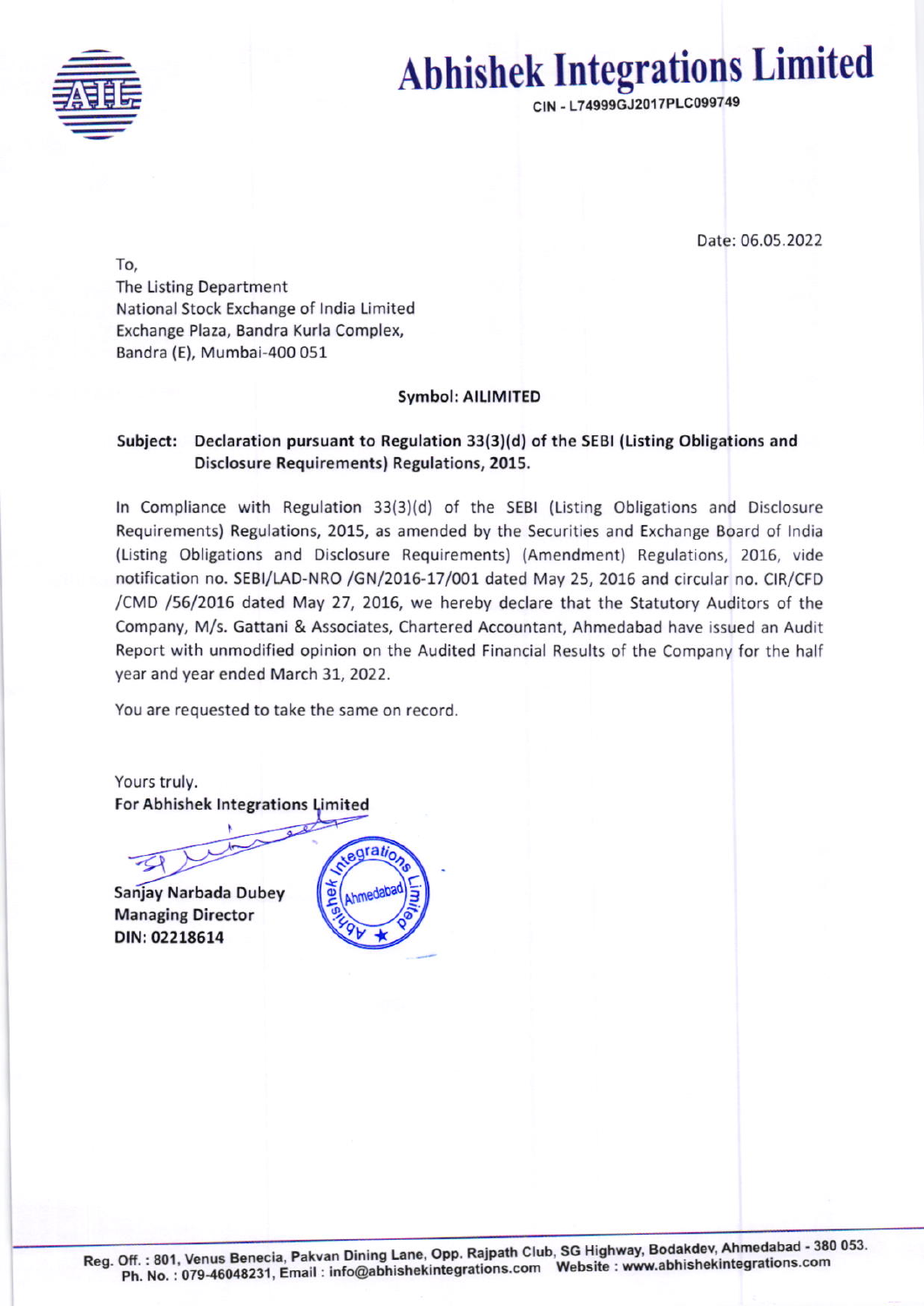# Abhishek Integrations Limited

CIN - L74999GJ2017PLC099749

Date: 06.05.2022

To,
The Listing Department
National Stock Exchange of India Limited
Exchange Plaza, Bandra Kurla Complex,
Bandra (E), Mumbai-400 051

**Symbol: AILIMITED**

**Subject: Declaration pursuant to Regulation 33(3)(d) of the SEBI (Listing Obligations and Disclosure Requirements) Regulations, 2015.**

In Compliance with Regulation 33(3)(d) of the SEBI (Listing Obligations and Disclosure Requirements) Regulations, 2015, as amended by the Securities and Exchange Board of India (Listing Obligations and Disclosure Requirements) (Amendment) Regulations, 2016, vide notification no. SEBI/LAD-NRO /GN/2016-17/001 dated May 25, 2016 and circular no. CIR/CFD /CMD /56/2016 dated May 27, 2016, we hereby declare that the Statutory Auditors of the Company, M/s. Gattani & Associates, Chartered Accountant, Ahmedabad have issued an Audit Report with unmodified opinion on the Audited Financial Results of the Company for the half year and year ended March 31, 2022.

You are requested to take the same on record.

Yours truly.
**For Abhishek Integrations Limited**

**Sanjay Narbada Dubey**
**Managing Director**
**DIN: 02218614**

Reg. Off. : 801, Venus Benecia, Pakvan Dining Lane, Opp. Rajpath Club, SG Highway, Bodakdev, Ahmedabad - 380 053.
Ph. No. : 079-46048231, Email : info@abhishekintegrations.com Website : www.abhishekintegrations.com